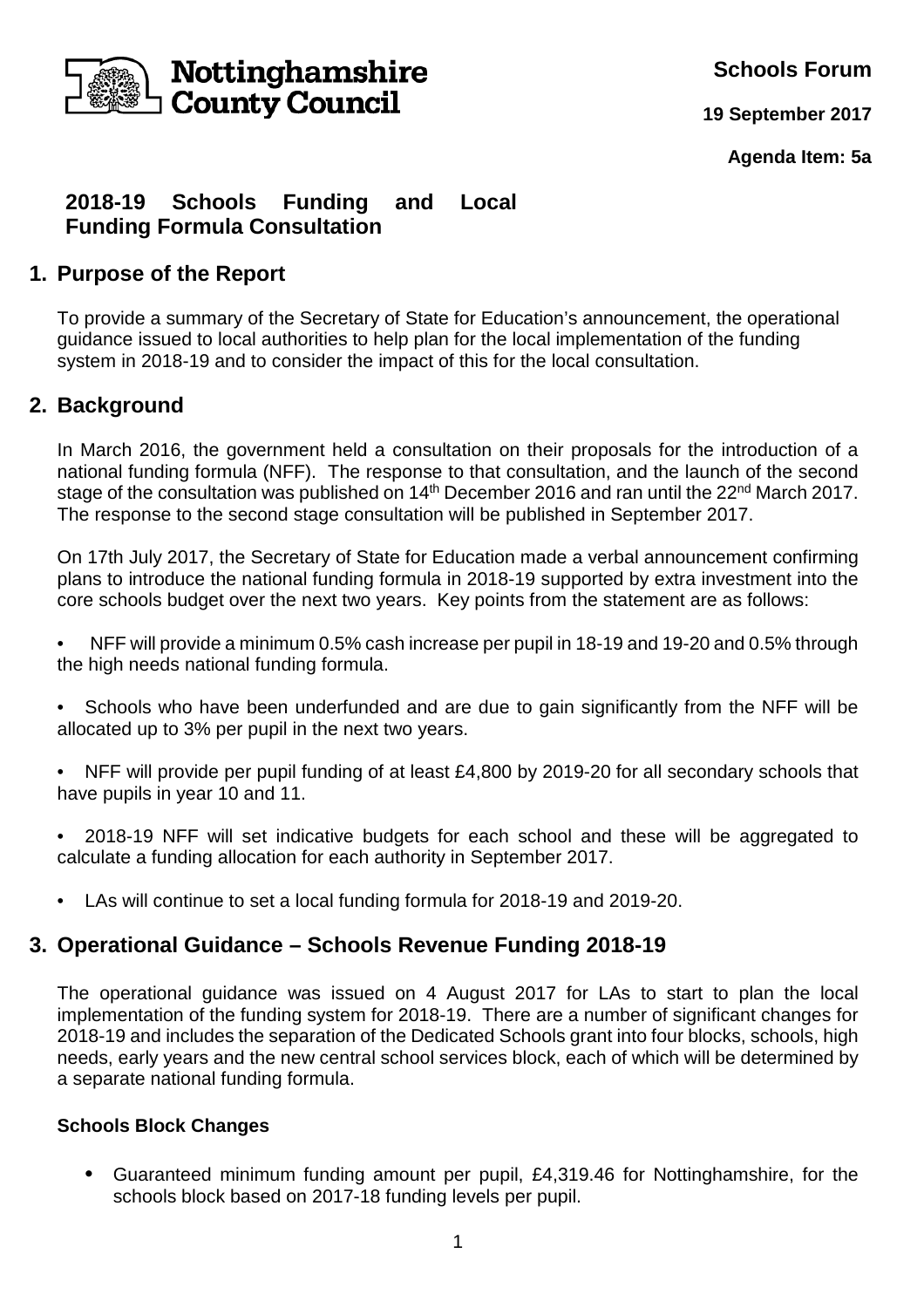Nottinghamshire County Council

**Schools Forum**

**19 September 2017**

**Agenda Item: 5a**

# 2018-19 Schools Funding and Local Funding Formula Consultation

## 1. Purpose of the Report

To provide a summary of the Secretary of State for Education's announcement, the operational guidance issued to local authorities to help plan for the local implementation of the funding system in 2018-19 and to consider the impact of this for the local consultation.

## 2. Background

In March 2016, the government held a consultation on their proposals for the introduction of a national funding formula (NFF). The response to that consultation, and the launch of the second stage of the consultation was published on 14th December 2016 and ran until the 22nd March 2017. The response to the second stage consultation will be published in September 2017.

On 17th July 2017, the Secretary of State for Education made a verbal announcement confirming plans to introduce the national funding formula in 2018-19 supported by extra investment into the core schools budget over the next two years. Key points from the statement are as follows:

- NFF will provide a minimum 0.5% cash increase per pupil in 18-19 and 19-20 and 0.5% through the high needs national funding formula.
- Schools who have been underfunded and are due to gain significantly from the NFF will be allocated up to 3% per pupil in the next two years.
- NFF will provide per pupil funding of at least £4,800 by 2019-20 for all secondary schools that have pupils in year 10 and 11.
- 2018-19 NFF will set indicative budgets for each school and these will be aggregated to calculate a funding allocation for each authority in September 2017.
- LAs will continue to set a local funding formula for 2018-19 and 2019-20.

## 3. Operational Guidance – Schools Revenue Funding 2018-19

The operational guidance was issued on 4 August 2017 for LAs to start to plan the local implementation of the funding system for 2018-19. There are a number of significant changes for 2018-19 and includes the separation of the Dedicated Schools grant into four blocks, schools, high needs, early years and the new central school services block, each of which will be determined by a separate national funding formula.

**Schools Block Changes**

- Guaranteed minimum funding amount per pupil, £4,319.46 for Nottinghamshire, for the schools block based on 2017-18 funding levels per pupil.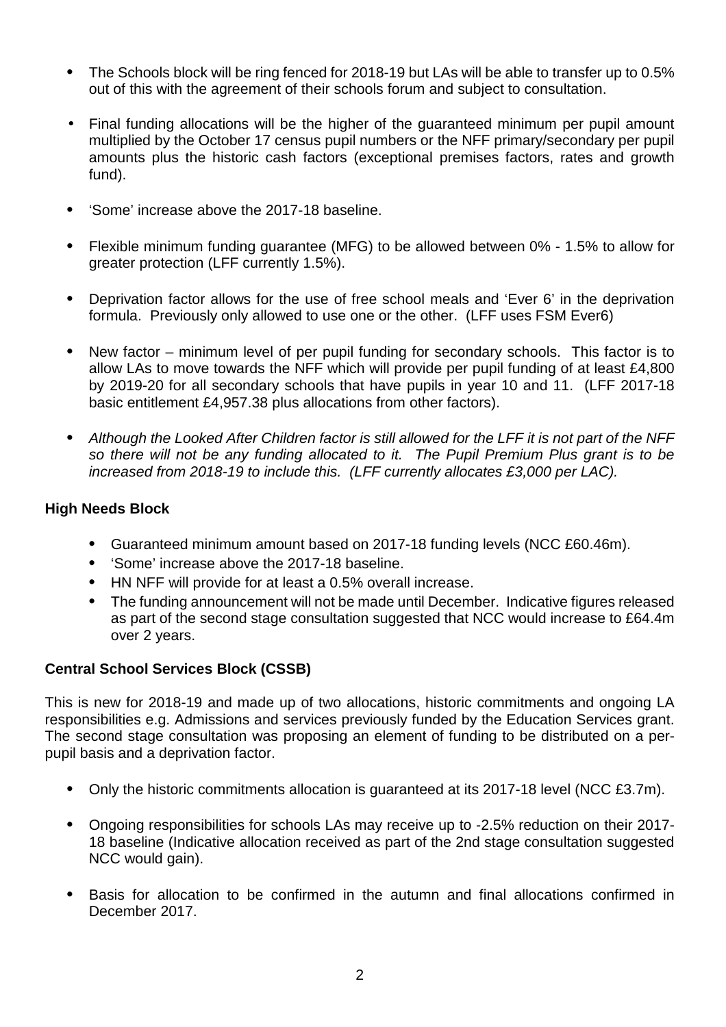- The Schools block will be ring fenced for 2018-19 but LAs will be able to transfer up to 0.5% out of this with the agreement of their schools forum and subject to consultation.

- Final funding allocations will be the higher of the guaranteed minimum per pupil amount multiplied by the October 17 census pupil numbers or the NFF primary/secondary per pupil amounts plus the historic cash factors (exceptional premises factors, rates and growth fund).

- 'Some' increase above the 2017-18 baseline.

- Flexible minimum funding guarantee (MFG) to be allowed between 0% - 1.5% to allow for greater protection (LFF currently 1.5%).

- Deprivation factor allows for the use of free school meals and 'Ever 6' in the deprivation formula. Previously only allowed to use one or the other. (LFF uses FSM Ever6)

- New factor – minimum level of per pupil funding for secondary schools. This factor is to allow LAs to move towards the NFF which will provide per pupil funding of at least £4,800 by 2019-20 for all secondary schools that have pupils in year 10 and 11. (LFF 2017-18 basic entitlement £4,957.38 plus allocations from other factors).

- *Although the Looked After Children factor is still allowed for the LFF it is not part of the NFF so there will not be any funding allocated to it. The Pupil Premium Plus grant is to be increased from 2018-19 to include this. (LFF currently allocates £3,000 per LAC).*

**High Needs Block**

- Guaranteed minimum amount based on 2017-18 funding levels (NCC £60.46m).
- 'Some' increase above the 2017-18 baseline.
- HN NFF will provide for at least a 0.5% overall increase.
- The funding announcement will not be made until December. Indicative figures released as part of the second stage consultation suggested that NCC would increase to £64.4m over 2 years.

**Central School Services Block (CSSB)**

This is new for 2018-19 and made up of two allocations, historic commitments and ongoing LA responsibilities e.g. Admissions and services previously funded by the Education Services grant. The second stage consultation was proposing an element of funding to be distributed on a per-pupil basis and a deprivation factor.

- Only the historic commitments allocation is guaranteed at its 2017-18 level (NCC £3.7m).

- Ongoing responsibilities for schools LAs may receive up to -2.5% reduction on their 2017-18 baseline (Indicative allocation received as part of the 2nd stage consultation suggested NCC would gain).

- Basis for allocation to be confirmed in the autumn and final allocations confirmed in December 2017.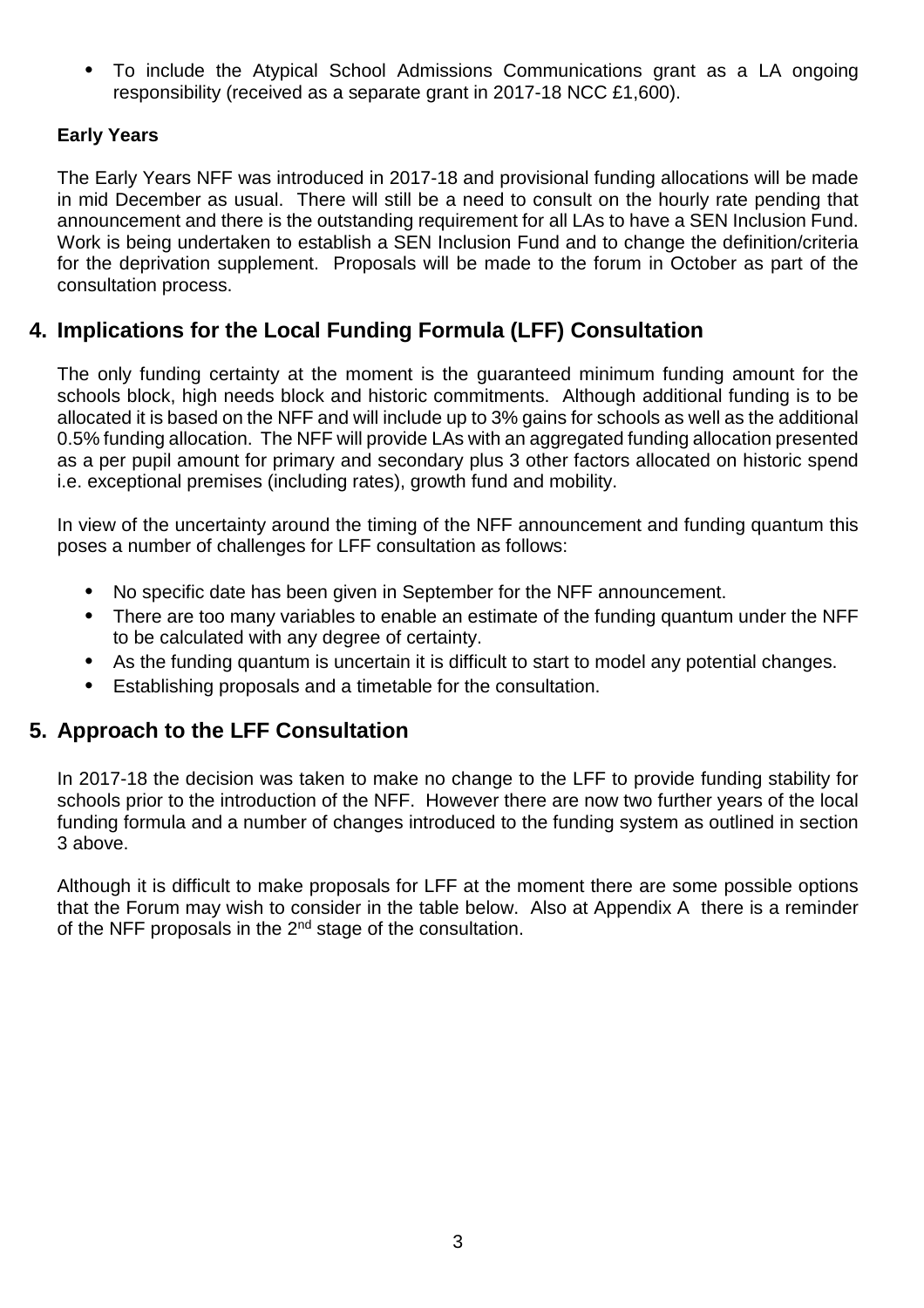- To include the Atypical School Admissions Communications grant as a LA ongoing responsibility (received as a separate grant in 2017-18 NCC £1,600).

**Early Years**

The Early Years NFF was introduced in 2017-18 and provisional funding allocations will be made in mid December as usual. There will still be a need to consult on the hourly rate pending that announcement and there is the outstanding requirement for all LAs to have a SEN Inclusion Fund. Work is being undertaken to establish a SEN Inclusion Fund and to change the definition/criteria for the deprivation supplement. Proposals will be made to the forum in October as part of the consultation process.

## 4. Implications for the Local Funding Formula (LFF) Consultation

The only funding certainty at the moment is the guaranteed minimum funding amount for the schools block, high needs block and historic commitments. Although additional funding is to be allocated it is based on the NFF and will include up to 3% gains for schools as well as the additional 0.5% funding allocation. The NFF will provide LAs with an aggregated funding allocation presented as a per pupil amount for primary and secondary plus 3 other factors allocated on historic spend i.e. exceptional premises (including rates), growth fund and mobility.

In view of the uncertainty around the timing of the NFF announcement and funding quantum this poses a number of challenges for LFF consultation as follows:

- No specific date has been given in September for the NFF announcement.
- There are too many variables to enable an estimate of the funding quantum under the NFF to be calculated with any degree of certainty.
- As the funding quantum is uncertain it is difficult to start to model any potential changes.
- Establishing proposals and a timetable for the consultation.

## 5. Approach to the LFF Consultation

In 2017-18 the decision was taken to make no change to the LFF to provide funding stability for schools prior to the introduction of the NFF. However there are now two further years of the local funding formula and a number of changes introduced to the funding system as outlined in section 3 above.

Although it is difficult to make proposals for LFF at the moment there are some possible options that the Forum may wish to consider in the table below. Also at Appendix A there is a reminder of the NFF proposals in the 2nd stage of the consultation.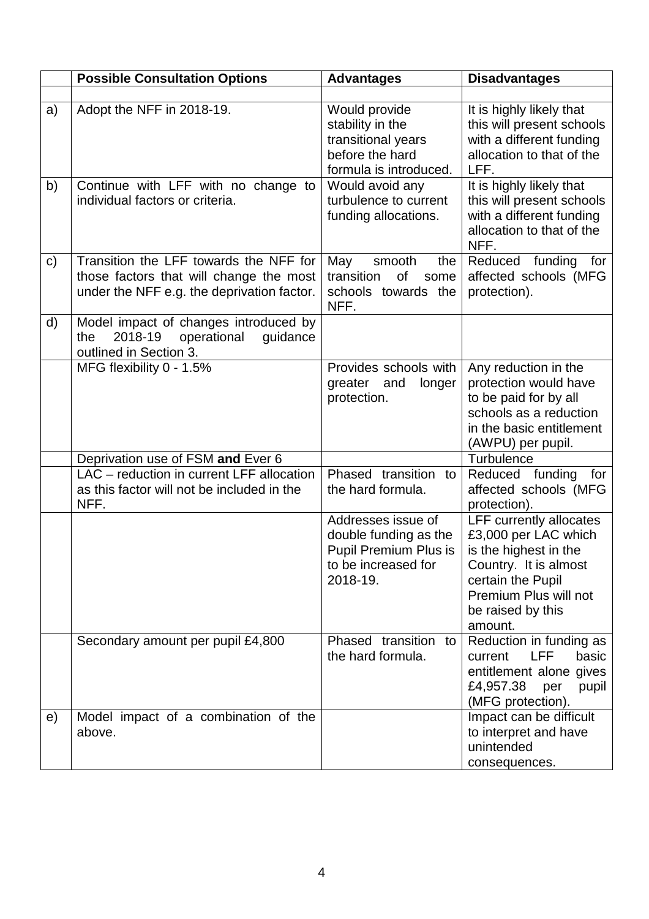|  | Possible Consultation Options | Advantages | Disadvantages |
|---|---|---|---|
|  |  |  |  |
| a) | Adopt the NFF in 2018-19. | Would provide stability in the transitional years before the hard formula is introduced. | It is highly likely that this will present schools with a different funding allocation to that of the LFF. |
| b) | Continue with LFF with no change to individual factors or criteria. | Would avoid any turbulence to current funding allocations. | It is highly likely that this will present schools with a different funding allocation to that of the NFF. |
| c) | Transition the LFF towards the NFF for those factors that will change the most under the NFF e.g. the deprivation factor. | May smooth the transition of some schools towards the NFF. | Reduced funding for affected schools (MFG protection). |
| d) | Model impact of changes introduced by the 2018-19 operational guidance outlined in Section 3. |  |  |
|  | MFG flexibility 0 - 1.5% | Provides schools with greater and longer protection. | Any reduction in the protection would have to be paid for by all schools as a reduction in the basic entitlement (AWPU) per pupil. |
|  | Deprivation use of FSM **and** Ever 6 |  | Turbulence |
|  | LAC – reduction in current LFF allocation as this factor will not be included in the NFF. | Phased transition to the hard formula. | Reduced funding for affected schools (MFG protection). |
|  |  | Addresses issue of double funding as the Pupil Premium Plus is to be increased for 2018-19. | LFF currently allocates £3,000 per LAC which is the highest in the Country. It is almost certain the Pupil Premium Plus will not be raised by this amount. |
|  | Secondary amount per pupil £4,800 | Phased transition to the hard formula. | Reduction in funding as current LFF basic entitlement alone gives £4,957.38 per pupil (MFG protection). |
| e) | Model impact of a combination of the above. |  | Impact can be difficult to interpret and have unintended consequences. |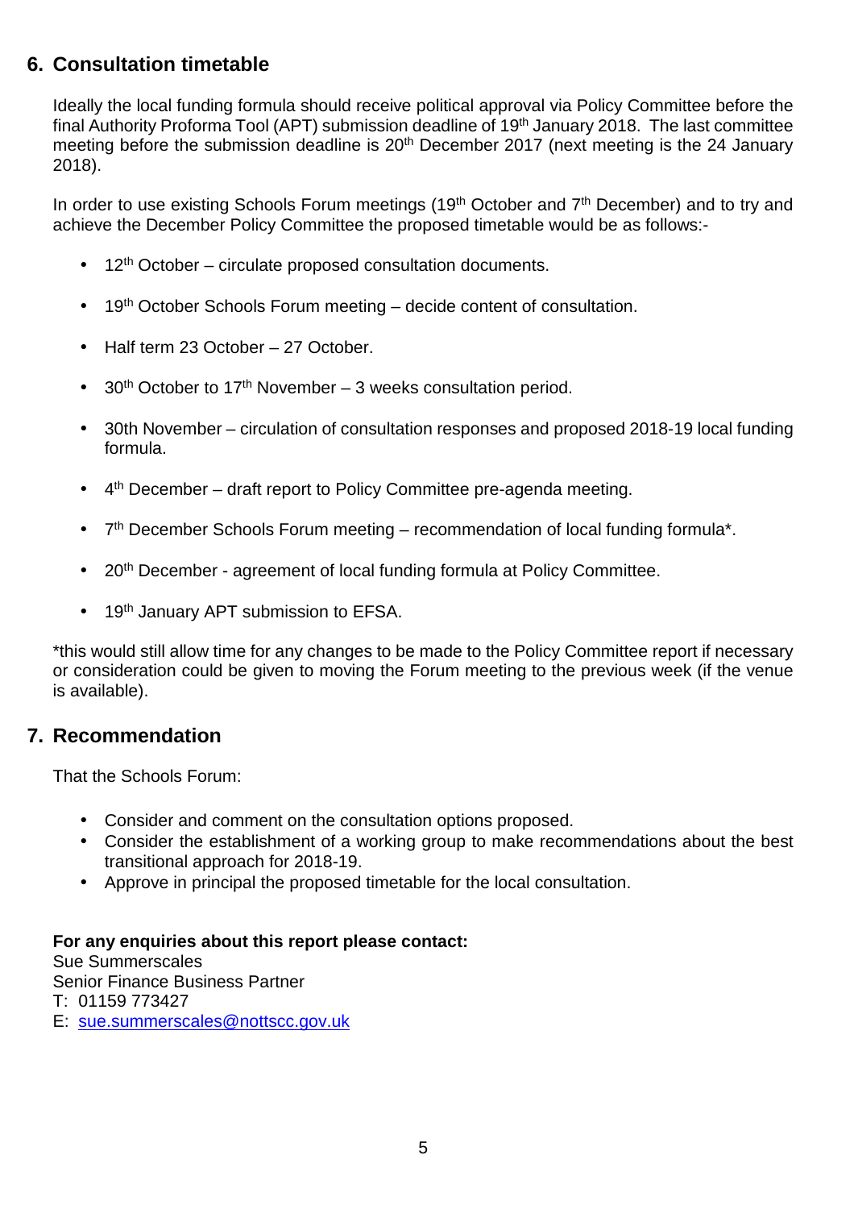## 6. Consultation timetable

Ideally the local funding formula should receive political approval via Policy Committee before the final Authority Proforma Tool (APT) submission deadline of 19th January 2018. The last committee meeting before the submission deadline is 20th December 2017 (next meeting is the 24 January 2018).

In order to use existing Schools Forum meetings (19th October and 7th December) and to try and achieve the December Policy Committee the proposed timetable would be as follows:-

- 12th October – circulate proposed consultation documents.
- 19th October Schools Forum meeting – decide content of consultation.
- Half term 23 October – 27 October.
- 30th October to 17th November – 3 weeks consultation period.
- 30th November – circulation of consultation responses and proposed 2018-19 local funding formula.
- 4th December – draft report to Policy Committee pre-agenda meeting.
- 7th December Schools Forum meeting – recommendation of local funding formula*.
- 20th December - agreement of local funding formula at Policy Committee.
- 19th January APT submission to EFSA.

*this would still allow time for any changes to be made to the Policy Committee report if necessary or consideration could be given to moving the Forum meeting to the previous week (if the venue is available).

## 7. Recommendation

That the Schools Forum:

- Consider and comment on the consultation options proposed.
- Consider the establishment of a working group to make recommendations about the best transitional approach for 2018-19.
- Approve in principal the proposed timetable for the local consultation.

**For any enquiries about this report please contact:**
Sue Summerscales
Senior Finance Business Partner
T: 01159 773427
E: sue.summerscales@nottscc.gov.uk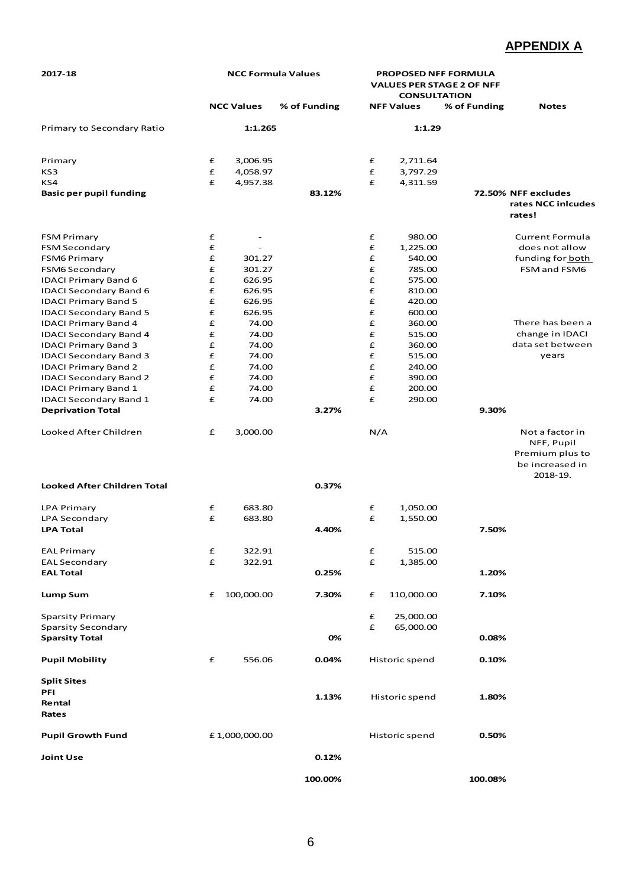## APPENDIX A

| 2017-18 | NCC Formula Values | | PROPOSED NFF FORMULA VALUES PER STAGE 2 OF NFF CONSULTATION | | |
|---|---|---|---|---|---|
| | NCC Values | % of Funding | NFF Values | % of Funding | Notes |
| Primary to Secondary Ratio | 1:1.265 | | 1:1.29 | | |
| Primary | £ 3,006.95 | | £ 2,711.64 | | |
| KS3 | £ 4,058.97 | | £ 3,797.29 | | |
| KS4 | £ 4,957.38 | | £ 4,311.59 | | |
| **Basic per pupil funding** | | **83.12%** | | **72.50%** | **NFF excludes rates NCC inlcudes rates!** |
| FSM Primary | £ - | | £ 980.00 | | Current Formula does not allow funding for both FSM and FSM6 |
| FSM Secondary | £ - | | £ 1,225.00 | | |
| FSM6 Primary | £ 301.27 | | £ 540.00 | | |
| FSM6 Secondary | £ 301.27 | | £ 785.00 | | |
| IDACI Primary Band 6 | £ 626.95 | | £ 575.00 | | |
| IDACI Secondary Band 6 | £ 626.95 | | £ 810.00 | | |
| IDACI Primary Band 5 | £ 626.95 | | £ 420.00 | | |
| IDACI Secondary Band 5 | £ 626.95 | | £ 600.00 | | |
| IDACI Primary Band 4 | £ 74.00 | | £ 360.00 | | There has been a change in IDACI data set between years |
| IDACI Secondary Band 4 | £ 74.00 | | £ 515.00 | | |
| IDACI Primary Band 3 | £ 74.00 | | £ 360.00 | | |
| IDACI Secondary Band 3 | £ 74.00 | | £ 515.00 | | |
| IDACI Primary Band 2 | £ 74.00 | | £ 240.00 | | |
| IDACI Secondary Band 2 | £ 74.00 | | £ 390.00 | | |
| IDACI Primary Band 1 | £ 74.00 | | £ 200.00 | | |
| IDACI Secondary Band 1 | £ 74.00 | | £ 290.00 | | |
| **Deprivation Total** | | **3.27%** | | **9.30%** | |
| Looked After Children | £ 3,000.00 | | N/A | | Not a factor in NFF, Pupil Premium plus to be increased in 2018-19. |
| **Looked After Children Total** | | **0.37%** | | | |
| LPA Primary | £ 683.80 | | £ 1,050.00 | | |
| LPA Secondary | £ 683.80 | | £ 1,550.00 | | |
| **LPA Total** | | **4.40%** | | **7.50%** | |
| EAL Primary | £ 322.91 | | £ 515.00 | | |
| EAL Secondary | £ 322.91 | | £ 1,385.00 | | |
| **EAL Total** | | **0.25%** | | **1.20%** | |
| **Lump Sum** | £ 100,000.00 | **7.30%** | £ 110,000.00 | **7.10%** | |
| Sparsity Primary | | | £ 25,000.00 | | |
| Sparsity Secondary | | | £ 65,000.00 | | |
| **Sparsity Total** | | **0%** | | **0.08%** | |
| **Pupil Mobility** | £ 556.06 | **0.04%** | Historic spend | **0.10%** | |
| **Split Sites PFI Rental Rates** | | **1.13%** | Historic spend | **1.80%** | |
| **Pupil Growth Fund** | £ 1,000,000.00 | | Historic spend | **0.50%** | |
| **Joint Use** | | **0.12%** | | | |
| | | **100.00%** | | **100.08%** | |